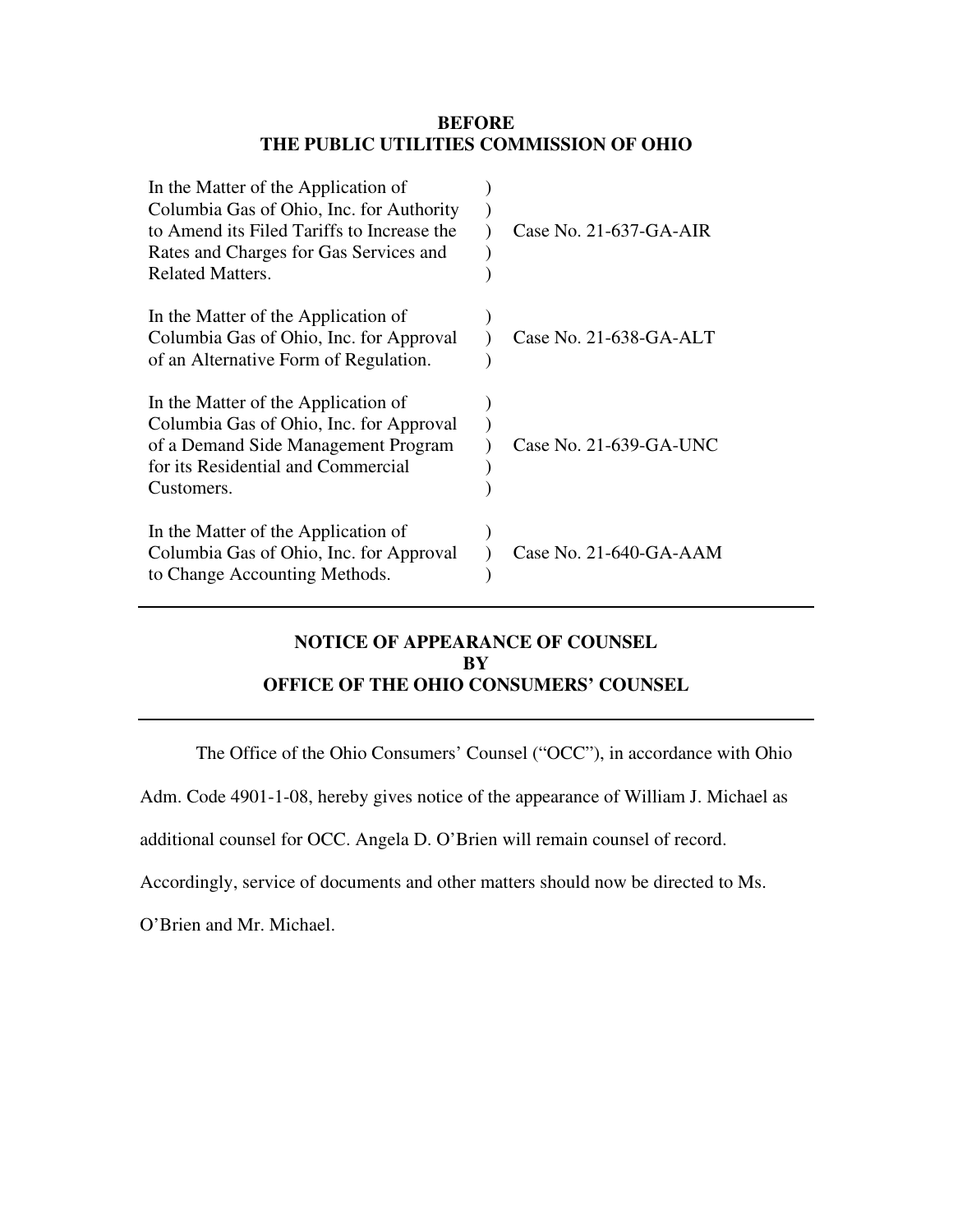**BEFORE**
**THE PUBLIC UTILITIES COMMISSION OF OHIO**

| | | |
|---|---|---|
| In the Matter of the Application of Columbia Gas of Ohio, Inc. for Authority to Amend its Filed Tariffs to Increase the Rates and Charges for Gas Services and Related Matters. | ) | Case No. 21-637-GA-AIR |
| In the Matter of the Application of Columbia Gas of Ohio, Inc. for Approval of an Alternative Form of Regulation. | ) | Case No. 21-638-GA-ALT |
| In the Matter of the Application of Columbia Gas of Ohio, Inc. for Approval of a Demand Side Management Program for its Residential and Commercial Customers. | ) | Case No. 21-639-GA-UNC |
| In the Matter of the Application of Columbia Gas of Ohio, Inc. for Approval to Change Accounting Methods. | ) | Case No. 21-640-GA-AAM |

---

**NOTICE OF APPEARANCE OF COUNSEL**
**BY**
**OFFICE OF THE OHIO CONSUMERS' COUNSEL**

---

The Office of the Ohio Consumers' Counsel ("OCC"), in accordance with Ohio Adm. Code 4901-1-08, hereby gives notice of the appearance of William J. Michael as additional counsel for OCC. Angela D. O'Brien will remain counsel of record. Accordingly, service of documents and other matters should now be directed to Ms. O'Brien and Mr. Michael.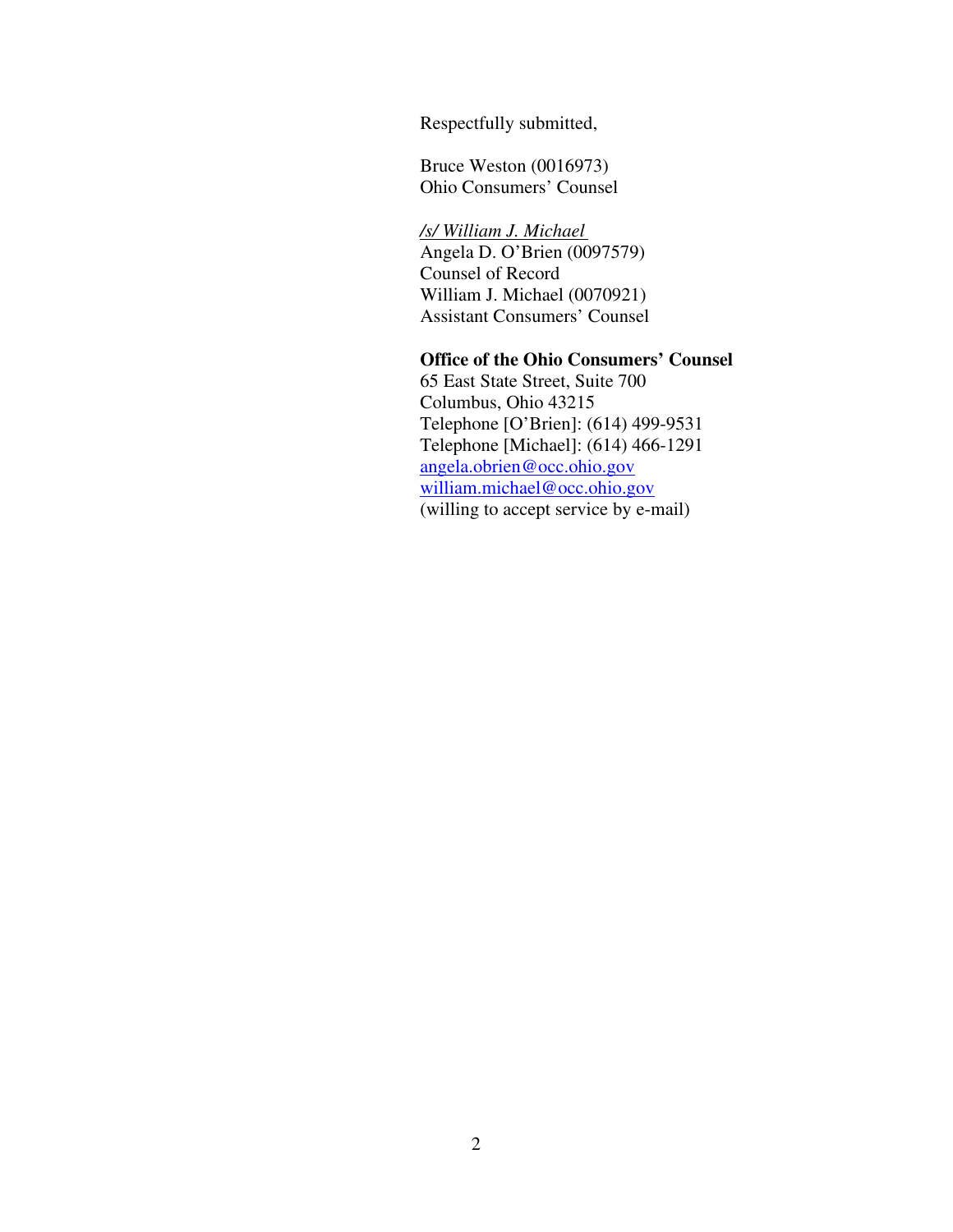Respectfully submitted,

Bruce Weston (0016973)
Ohio Consumers' Counsel

*/s/ William J. Michael*
Angela D. O'Brien (0097579)
Counsel of Record
William J. Michael (0070921)
Assistant Consumers' Counsel

**Office of the Ohio Consumers' Counsel**
65 East State Street, Suite 700
Columbus, Ohio 43215
Telephone [O'Brien]: (614) 499-9531
Telephone [Michael]: (614) 466-1291
angela.obrien@occ.ohio.gov
william.michael@occ.ohio.gov
(willing to accept service by e-mail)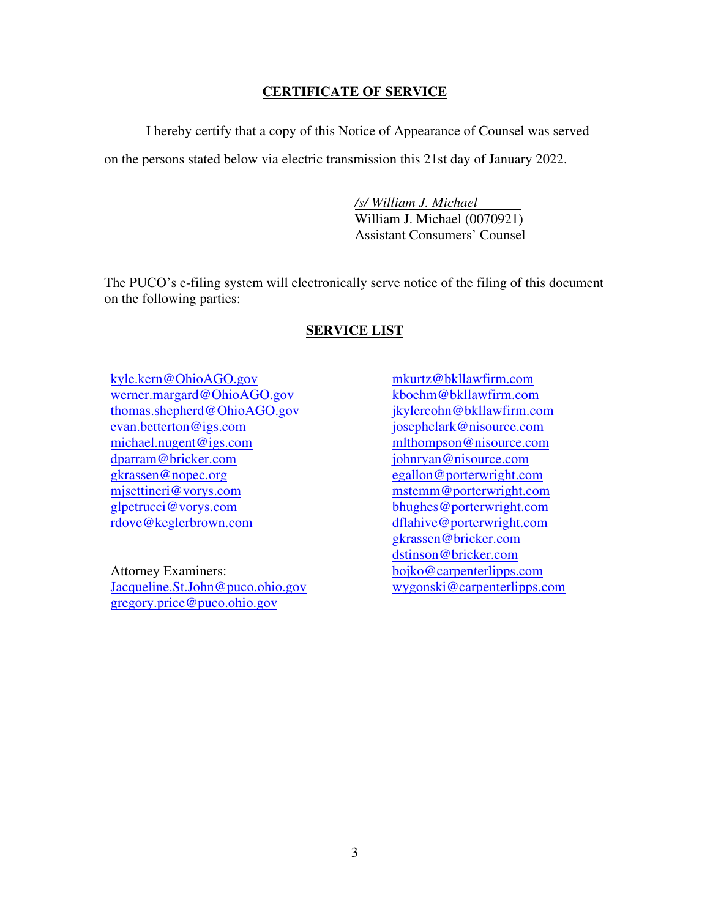**CERTIFICATE OF SERVICE**

I hereby certify that a copy of this Notice of Appearance of Counsel was served on the persons stated below via electric transmission this 21st day of January 2022.

*/s/ William J. Michael*
William J. Michael (0070921)
Assistant Consumers' Counsel

The PUCO's e-filing system will electronically serve notice of the filing of this document on the following parties:

**SERVICE LIST**

kyle.kern@OhioAGO.gov
werner.margard@OhioAGO.gov
thomas.shepherd@OhioAGO.gov
evan.betterton@igs.com
michael.nugent@igs.com
dparram@bricker.com
gkrassen@nopec.org
mjsettineri@vorys.com
glpetrucci@vorys.com
rdove@keglerbrown.com

Attorney Examiners:
Jacqueline.St.John@puco.ohio.gov
gregory.price@puco.ohio.gov

mkurtz@bkllawfirm.com
kboehm@bkllawfirm.com
jkylercohn@bkllawfirm.com
josephclark@nisource.com
mlthompson@nisource.com
johnryan@nisource.com
egallon@porterwright.com
mstemm@porterwright.com
bhughes@porterwright.com
dflahive@porterwright.com
gkrassen@bricker.com
dstinson@bricker.com
bojko@carpenterlipps.com
wygonski@carpenterlipps.com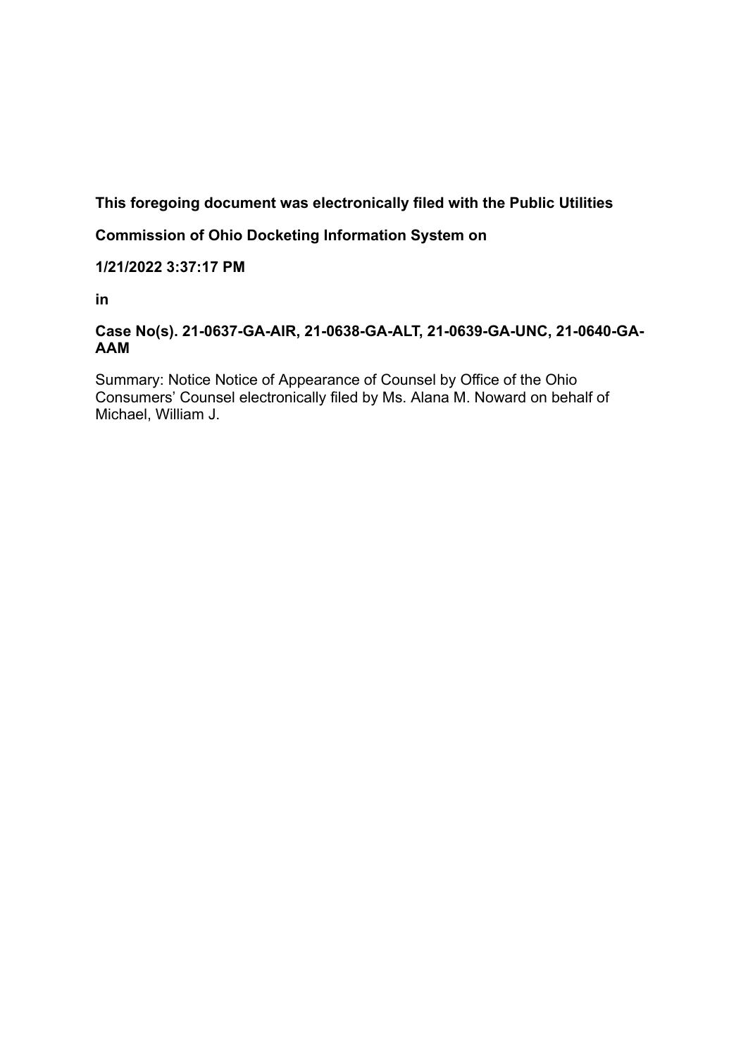**This foregoing document was electronically filed with the Public Utilities**

**Commission of Ohio Docketing Information System on**

**1/21/2022 3:37:17 PM**

**in**

**Case No(s). 21-0637-GA-AIR, 21-0638-GA-ALT, 21-0639-GA-UNC, 21-0640-GA-AAM**

Summary: Notice Notice of Appearance of Counsel by Office of the Ohio Consumers' Counsel electronically filed by Ms. Alana M. Noward on behalf of Michael, William J.